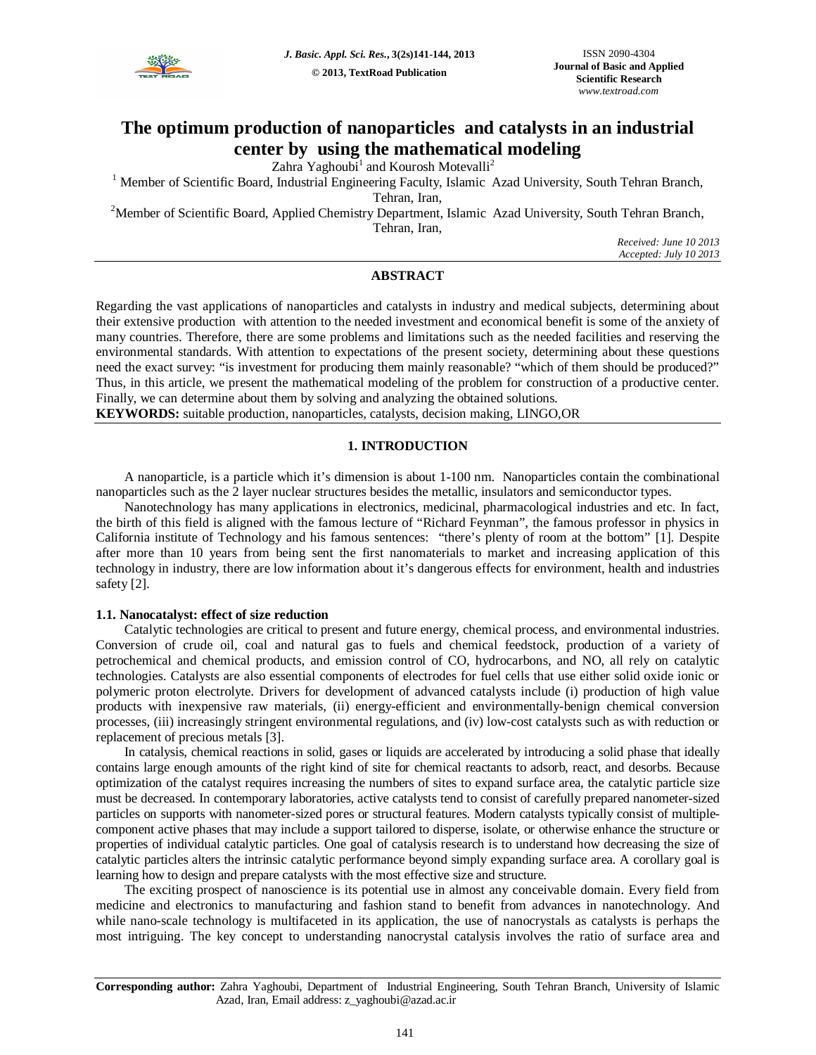# The optimum production of nanoparticles and catalysts in an industrial center by using the mathematical modeling

Zahra Yaghoubi[1] and Kourosh Motevalli[2]

[1] Member of Scientific Board, Industrial Engineering Faculty, Islamic Azad University, South Tehran Branch, Tehran, Iran,

[2]Member of Scientific Board, Applied Chemistry Department, Islamic Azad University, South Tehran Branch, Tehran, Iran,

*Received: June 10 2013*
*Accepted: July 10 2013*

## ABSTRACT

Regarding the vast applications of nanoparticles and catalysts in industry and medical subjects, determining about their extensive production with attention to the needed investment and economical benefit is some of the anxiety of many countries. Therefore, there are some problems and limitations such as the needed facilities and reserving the environmental standards. With attention to expectations of the present society, determining about these questions need the exact survey: "is investment for producing them mainly reasonable? "which of them should be produced?" Thus, in this article, we present the mathematical modeling of the problem for construction of a productive center. Finally, we can determine about them by solving and analyzing the obtained solutions.

**KEYWORDS:** suitable production, nanoparticles, catalysts, decision making, LINGO,OR

## 1. INTRODUCTION

A nanoparticle, is a particle which it's dimension is about 1-100 nm. Nanoparticles contain the combinational nanoparticles such as the 2 layer nuclear structures besides the metallic, insulators and semiconductor types.

Nanotechnology has many applications in electronics, medicinal, pharmacological industries and etc. In fact, the birth of this field is aligned with the famous lecture of "Richard Feynman", the famous professor in physics in California institute of Technology and his famous sentences: "there's plenty of room at the bottom" [1]. Despite after more than 10 years from being sent the first nanomaterials to market and increasing application of this technology in industry, there are low information about it's dangerous effects for environment, health and industries safety [2].

### 1.1. Nanocatalyst: effect of size reduction

Catalytic technologies are critical to present and future energy, chemical process, and environmental industries. Conversion of crude oil, coal and natural gas to fuels and chemical feedstock, production of a variety of petrochemical and chemical products, and emission control of CO, hydrocarbons, and NO, all rely on catalytic technologies. Catalysts are also essential components of electrodes for fuel cells that use either solid oxide ionic or polymeric proton electrolyte. Drivers for development of advanced catalysts include (i) production of high value products with inexpensive raw materials, (ii) energy-efficient and environmentally-benign chemical conversion processes, (iii) increasingly stringent environmental regulations, and (iv) low-cost catalysts such as with reduction or replacement of precious metals [3].

In catalysis, chemical reactions in solid, gases or liquids are accelerated by introducing a solid phase that ideally contains large enough amounts of the right kind of site for chemical reactants to adsorb, react, and desorbs. Because optimization of the catalyst requires increasing the numbers of sites to expand surface area, the catalytic particle size must be decreased. In contemporary laboratories, active catalysts tend to consist of carefully prepared nanometer-sized particles on supports with nanometer-sized pores or structural features. Modern catalysts typically consist of multiple-component active phases that may include a support tailored to disperse, isolate, or otherwise enhance the structure or properties of individual catalytic particles. One goal of catalysis research is to understand how decreasing the size of catalytic particles alters the intrinsic catalytic performance beyond simply expanding surface area. A corollary goal is learning how to design and prepare catalysts with the most effective size and structure.

The exciting prospect of nanoscience is its potential use in almost any conceivable domain. Every field from medicine and electronics to manufacturing and fashion stand to benefit from advances in nanotechnology. And while nano-scale technology is multifaceted in its application, the use of nanocrystals as catalysts is perhaps the most intriguing. The key concept to understanding nanocrystal catalysis involves the ratio of surface area and

**Corresponding author:** Zahra Yaghoubi, Department of Industrial Engineering, South Tehran Branch, University of Islamic Azad, Iran, Email address: z_yaghoubi@azad.ac.ir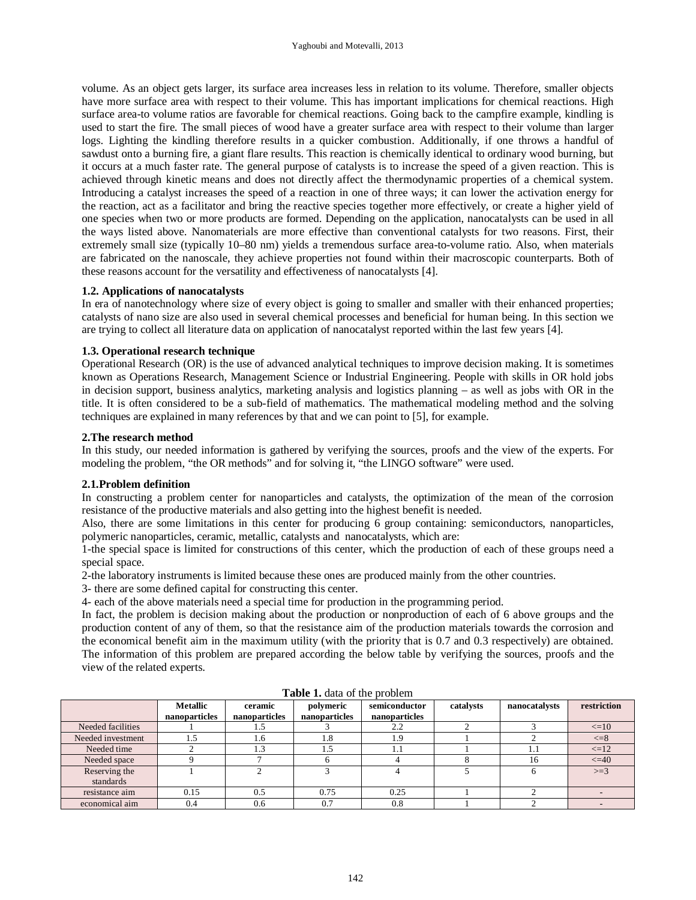volume. As an object gets larger, its surface area increases less in relation to its volume. Therefore, smaller objects have more surface area with respect to their volume. This has important implications for chemical reactions. High surface area-to volume ratios are favorable for chemical reactions. Going back to the campfire example, kindling is used to start the fire. The small pieces of wood have a greater surface area with respect to their volume than larger logs. Lighting the kindling therefore results in a quicker combustion. Additionally, if one throws a handful of sawdust onto a burning fire, a giant flare results. This reaction is chemically identical to ordinary wood burning, but it occurs at a much faster rate. The general purpose of catalysts is to increase the speed of a given reaction. This is achieved through kinetic means and does not directly affect the thermodynamic properties of a chemical system. Introducing a catalyst increases the speed of a reaction in one of three ways; it can lower the activation energy for the reaction, act as a facilitator and bring the reactive species together more effectively, or create a higher yield of one species when two or more products are formed. Depending on the application, nanocatalysts can be used in all the ways listed above. Nanomaterials are more effective than conventional catalysts for two reasons. First, their extremely small size (typically 10–80 nm) yields a tremendous surface area-to-volume ratio. Also, when materials are fabricated on the nanoscale, they achieve properties not found within their macroscopic counterparts. Both of these reasons account for the versatility and effectiveness of nanocatalysts [4].

### 1.2. Applications of nanocatalysts

In era of nanotechnology where size of every object is going to smaller and smaller with their enhanced properties; catalysts of nano size are also used in several chemical processes and beneficial for human being. In this section we are trying to collect all literature data on application of nanocatalyst reported within the last few years [4].

### 1.3. Operational research technique

Operational Research (OR) is the use of advanced analytical techniques to improve decision making. It is sometimes known as Operations Research, Management Science or Industrial Engineering. People with skills in OR hold jobs in decision support, business analytics, marketing analysis and logistics planning – as well as jobs with OR in the title. It is often considered to be a sub-field of mathematics. The mathematical modeling method and the solving techniques are explained in many references by that and we can point to [5], for example.

## 2.The research method

In this study, our needed information is gathered by verifying the sources, proofs and the view of the experts. For modeling the problem, "the OR methods" and for solving it, "the LINGO software" were used.

### 2.1.Problem definition

In constructing a problem center for nanoparticles and catalysts, the optimization of the mean of the corrosion resistance of the productive materials and also getting into the highest benefit is needed.

Also, there are some limitations in this center for producing 6 group containing: semiconductors, nanoparticles, polymeric nanoparticles, ceramic, metallic, catalysts and nanocatalysts, which are:

1-the special space is limited for constructions of this center, which the production of each of these groups need a special space.

2-the laboratory instruments is limited because these ones are produced mainly from the other countries.

3- there are some defined capital for constructing this center.

4- each of the above materials need a special time for production in the programming period.

In fact, the problem is decision making about the production or nonproduction of each of 6 above groups and the production content of any of them, so that the resistance aim of the production materials towards the corrosion and the economical benefit aim in the maximum utility (with the priority that is 0.7 and 0.3 respectively) are obtained. The information of this problem are prepared according the below table by verifying the sources, proofs and the view of the related experts.

**Table 1.** data of the problem

| | Metallic nanoparticles | ceramic nanoparticles | polymeric nanoparticles | semiconductor nanoparticles | catalysts | nanocatalysts | restriction |
|---|---|---|---|---|---|---|---|
| Needed facilities | 1 | 1.5 | 3 | 2.2 | 2 | 3 | <=10 |
| Needed investment | 1.5 | 1.6 | 1.8 | 1.9 | 1 | 2 | <=8 |
| Needed time | 2 | 1.3 | 1.5 | 1.1 | 1 | 1.1 | <=12 |
| Needed space | 9 | 7 | 6 | 4 | 8 | 16 | <=40 |
| Reserving the standards | 1 | 2 | 3 | 4 | 5 | 6 | >=3 |
| resistance aim | 0.15 | 0.5 | 0.75 | 0.25 | 1 | 2 | - |
| economical aim | 0.4 | 0.6 | 0.7 | 0.8 | 1 | 2 | - |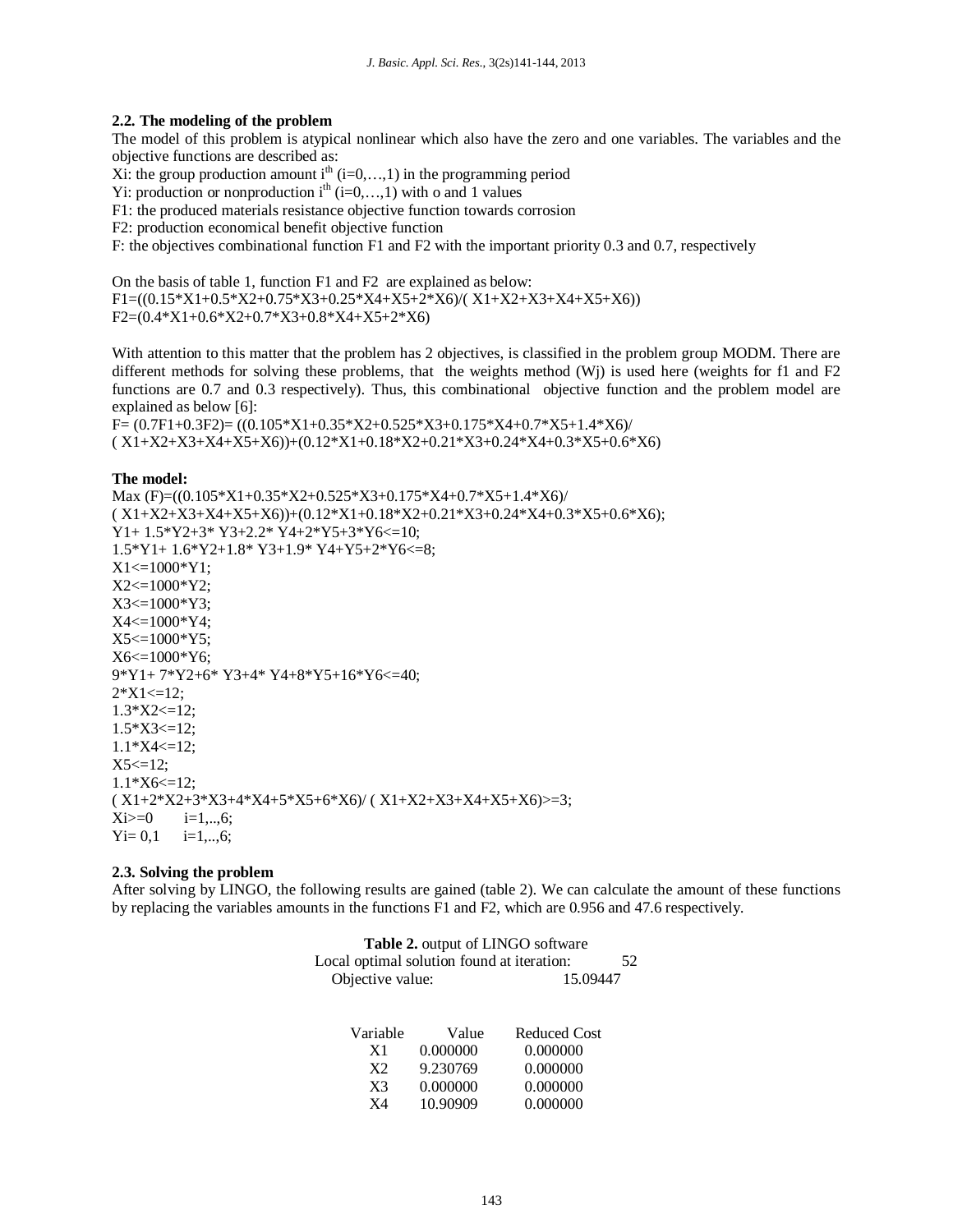### 2.2. The modeling of the problem

The model of this problem is atypical nonlinear which also have the zero and one variables. The variables and the objective functions are described as:

Xi: the group production amount $i^{th}$ (i=0,…,1) in the programming period

Yi: production or nonproduction $i^{th}$ (i=0,…,1) with o and 1 values

F1: the produced materials resistance objective function towards corrosion

F2: production economical benefit objective function

F: the objectives combinational function F1 and F2 with the important priority 0.3 and 0.7, respectively

On the basis of table 1, function F1 and F2 are explained as below:

F1=((0.15*X1+0.5*X2+0.75*X3+0.25*X4+X5+2*X6)/( X1+X2+X3+X4+X5+X6))

F2=(0.4*X1+0.6*X2+0.7*X3+0.8*X4+X5+2*X6)

With attention to this matter that the problem has 2 objectives, is classified in the problem group MODM. There are different methods for solving these problems, that the weights method (Wj) is used here (weights for f1 and F2 functions are 0.7 and 0.3 respectively). Thus, this combinational objective function and the problem model are explained as below [6]:

F= (0.7F1+0.3F2)= ((0.105*X1+0.35*X2+0.525*X3+0.175*X4+0.7*X5+1.4*X6)/( X1+X2+X3+X4+X5+X6))+(0.12*X1+0.18*X2+0.21*X3+0.24*X4+0.3*X5+0.6*X6)

**The model:**

Max (F)=((0.105*X1+0.35*X2+0.525*X3+0.175*X4+0.7*X5+1.4*X6)/( X1+X2+X3+X4+X5+X6))+(0.12*X1+0.18*X2+0.21*X3+0.24*X4+0.3*X5+0.6*X6);

Y1+ 1.5*Y2+3* Y3+2.2* Y4+2*Y5+3*Y6<=10;

1.5*Y1+ 1.6*Y2+1.8* Y3+1.9* Y4+Y5+2*Y6<=8;

X1<=1000*Y1;

X2<=1000*Y2;

X3<=1000*Y3;

X4<=1000*Y4;

X5<=1000*Y5;

X6<=1000*Y6;

9*Y1+ 7*Y2+6* Y3+4* Y4+8*Y5+16*Y6<=40;

2*X1<=12;

1.3*X2<=12;

1.5*X3<=12;

1.1*X4<=12;

X5<=12;

1.1*X6<=12;

( X1+2*X2+3*X3+4*X4+5*X5+6*X6)/ ( X1+X2+X3+X4+X5+X6)>=3;

Xi>=0 i=1,..,6;

Yi= 0,1 i=1,..,6;

### 2.3. Solving the problem

After solving by LINGO, the following results are gained (table 2). We can calculate the amount of these functions by replacing the variables amounts in the functions F1 and F2, which are 0.956 and 47.6 respectively.

**Table 2.** output of LINGO software

Local optimal solution found at iteration: 52

Objective value: 15.09447

| Variable | Value | Reduced Cost |
|---|---|---|
| X1 | 0.000000 | 0.000000 |
| X2 | 9.230769 | 0.000000 |
| X3 | 0.000000 | 0.000000 |
| X4 | 10.90909 | 0.000000 |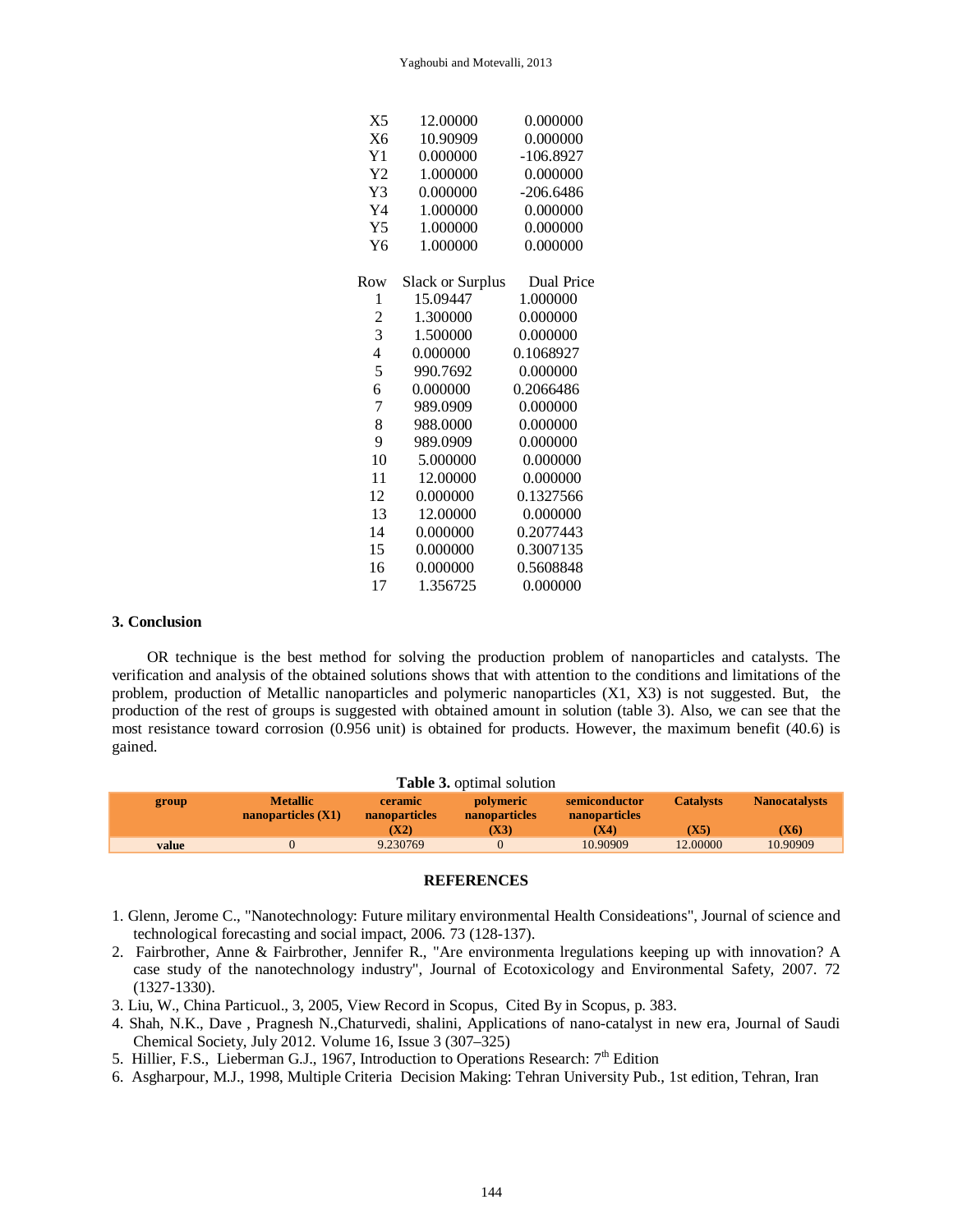| | | |
|---|---|---|
| X5 | 12.00000 | 0.000000 |
| X6 | 10.90909 | 0.000000 |
| Y1 | 0.000000 | -106.8927 |
| Y2 | 1.000000 | 0.000000 |
| Y3 | 0.000000 | -206.6486 |
| Y4 | 1.000000 | 0.000000 |
| Y5 | 1.000000 | 0.000000 |
| Y6 | 1.000000 | 0.000000 |

| Row | Slack or Surplus | Dual Price |
|---|---|---|
| 1 | 15.09447 | 1.000000 |
| 2 | 1.300000 | 0.000000 |
| 3 | 1.500000 | 0.000000 |
| 4 | 0.000000 | 0.1068927 |
| 5 | 990.7692 | 0.000000 |
| 6 | 0.000000 | 0.2066486 |
| 7 | 989.0909 | 0.000000 |
| 8 | 988.0000 | 0.000000 |
| 9 | 989.0909 | 0.000000 |
| 10 | 5.000000 | 0.000000 |
| 11 | 12.00000 | 0.000000 |
| 12 | 0.000000 | 0.1327566 |
| 13 | 12.00000 | 0.000000 |
| 14 | 0.000000 | 0.2077443 |
| 15 | 0.000000 | 0.3007135 |
| 16 | 0.000000 | 0.5608848 |
| 17 | 1.356725 | 0.000000 |

## 3. Conclusion

OR technique is the best method for solving the production problem of nanoparticles and catalysts. The verification and analysis of the obtained solutions shows that with attention to the conditions and limitations of the problem, production of Metallic nanoparticles and polymeric nanoparticles (X1, X3) is not suggested. But, the production of the rest of groups is suggested with obtained amount in solution (table 3). Also, we can see that the most resistance toward corrosion (0.956 unit) is obtained for products. However, the maximum benefit (40.6) is gained.

**Table 3.** optimal solution

| group | Metallic nanoparticles (X1) | ceramic nanoparticles (X2) | polymeric nanoparticles (X3) | semiconductor nanoparticles (X4) | Catalysts (X5) | Nanocatalysts (X6) |
|---|---|---|---|---|---|---|
| value | 0 | 9.230769 | 0 | 10.90909 | 12.00000 | 10.90909 |

## REFERENCES

1. Glenn, Jerome C., "Nanotechnology: Future military environmental Health Consideations", Journal of science and technological forecasting and social impact, 2006. 73 (128-137).
2. Fairbrother, Anne & Fairbrother, Jennifer R., "Are environmenta lregulations keeping up with innovation? A case study of the nanotechnology industry", Journal of Ecotoxicology and Environmental Safety, 2007. 72 (1327-1330).
3. Liu, W., China Particuol., 3, 2005, View Record in Scopus, Cited By in Scopus, p. 383.
4. Shah, N.K., Dave , Pragnesh N.,Chaturvedi, shalini, Applications of nano-catalyst in new era, Journal of Saudi Chemical Society, July 2012. Volume 16, Issue 3 (307–325)
5. Hillier, F.S., Lieberman G.J., 1967, Introduction to Operations Research: 7th Edition
6. Asgharpour, M.J., 1998, Multiple Criteria Decision Making: Tehran University Pub., 1st edition, Tehran, Iran